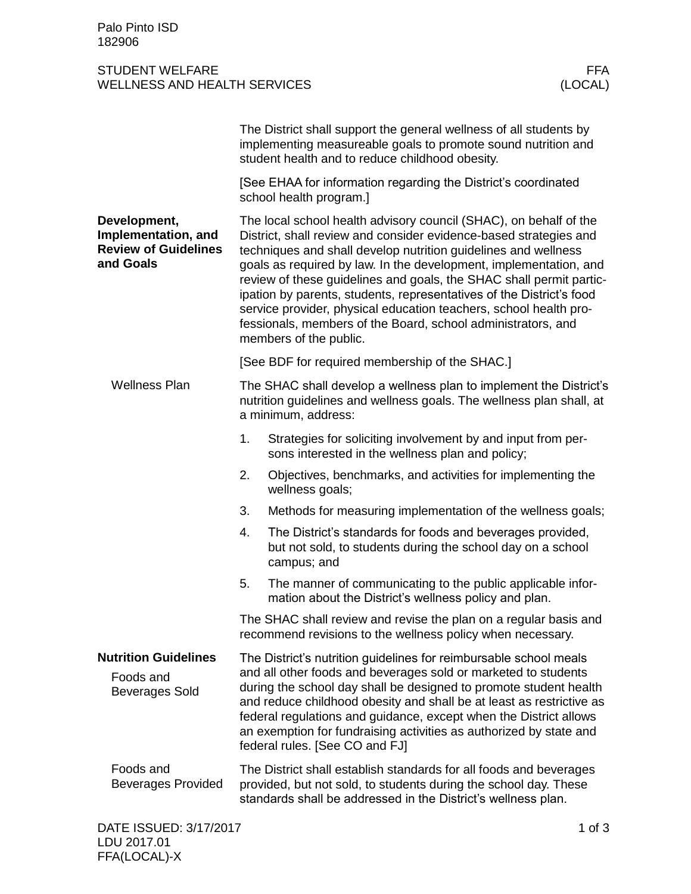Palo Pinto ISD
182906

STUDENT WELFARE — FFA
WELLNESS AND HEALTH SERVICES — (LOCAL)

The District shall support the general wellness of all students by implementing measureable goals to promote sound nutrition and student health and to reduce childhood obesity.

[See EHAA for information regarding the District's coordinated school health program.]

## Development, Implementation, and Review of Guidelines and Goals

The local school health advisory council (SHAC), on behalf of the District, shall review and consider evidence-based strategies and techniques and shall develop nutrition guidelines and wellness goals as required by law. In the development, implementation, and review of these guidelines and goals, the SHAC shall permit participation by parents, students, representatives of the District's food service provider, physical education teachers, school health professionals, members of the Board, school administrators, and members of the public.

[See BDF for required membership of the SHAC.]

### Wellness Plan

The SHAC shall develop a wellness plan to implement the District's nutrition guidelines and wellness goals. The wellness plan shall, at a minimum, address:

1. Strategies for soliciting involvement by and input from persons interested in the wellness plan and policy;
2. Objectives, benchmarks, and activities for implementing the wellness goals;
3. Methods for measuring implementation of the wellness goals;
4. The District's standards for foods and beverages provided, but not sold, to students during the school day on a school campus; and
5. The manner of communicating to the public applicable information about the District's wellness policy and plan.

The SHAC shall review and revise the plan on a regular basis and recommend revisions to the wellness policy when necessary.

## Nutrition Guidelines

### Foods and Beverages Sold

The District's nutrition guidelines for reimbursable school meals and all other foods and beverages sold or marketed to students during the school day shall be designed to promote student health and reduce childhood obesity and shall be at least as restrictive as federal regulations and guidance, except when the District allows an exemption for fundraising activities as authorized by state and federal rules. [See CO and FJ]

### Foods and Beverages Provided

The District shall establish standards for all foods and beverages provided, but not sold, to students during the school day. These standards shall be addressed in the District's wellness plan.

DATE ISSUED: 3/17/2017
LDU 2017.01
FFA(LOCAL)-X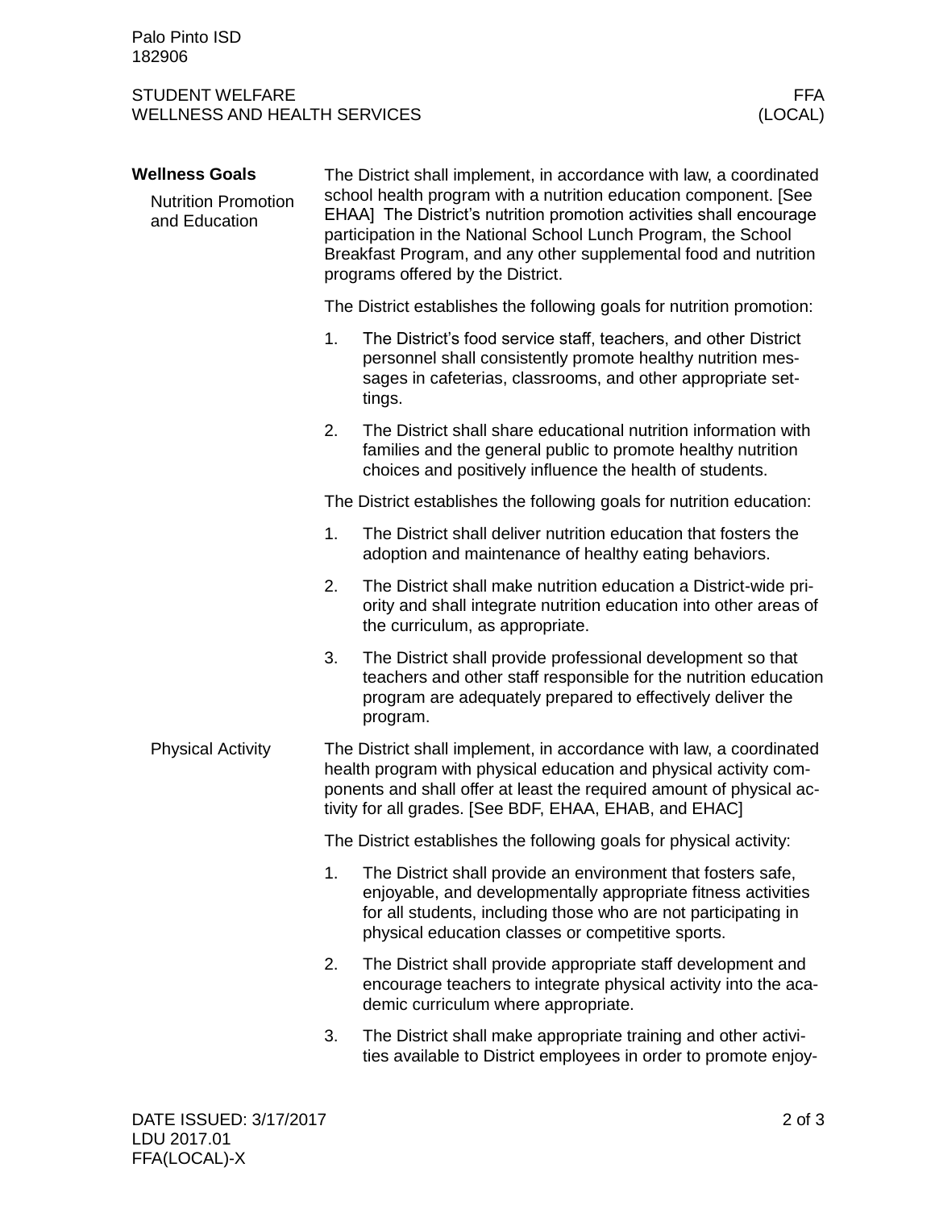## Wellness Goals

### Nutrition Promotion and Education

The District shall implement, in accordance with law, a coordinated school health program with a nutrition education component. [See EHAA] The District's nutrition promotion activities shall encourage participation in the National School Lunch Program, the School Breakfast Program, and any other supplemental food and nutrition programs offered by the District.

The District establishes the following goals for nutrition promotion:

1. The District's food service staff, teachers, and other District personnel shall consistently promote healthy nutrition messages in cafeterias, classrooms, and other appropriate settings.
2. The District shall share educational nutrition information with families and the general public to promote healthy nutrition choices and positively influence the health of students.

The District establishes the following goals for nutrition education:

1. The District shall deliver nutrition education that fosters the adoption and maintenance of healthy eating behaviors.
2. The District shall make nutrition education a District-wide priority and shall integrate nutrition education into other areas of the curriculum, as appropriate.
3. The District shall provide professional development so that teachers and other staff responsible for the nutrition education program are adequately prepared to effectively deliver the program.

### Physical Activity

The District shall implement, in accordance with law, a coordinated health program with physical education and physical activity components and shall offer at least the required amount of physical activity for all grades. [See BDF, EHAA, EHAB, and EHAC]

The District establishes the following goals for physical activity:

1. The District shall provide an environment that fosters safe, enjoyable, and developmentally appropriate fitness activities for all students, including those who are not participating in physical education classes or competitive sports.
2. The District shall provide appropriate staff development and encourage teachers to integrate physical activity into the academic curriculum where appropriate.
3. The District shall make appropriate training and other activities available to District employees in order to promote enjoy-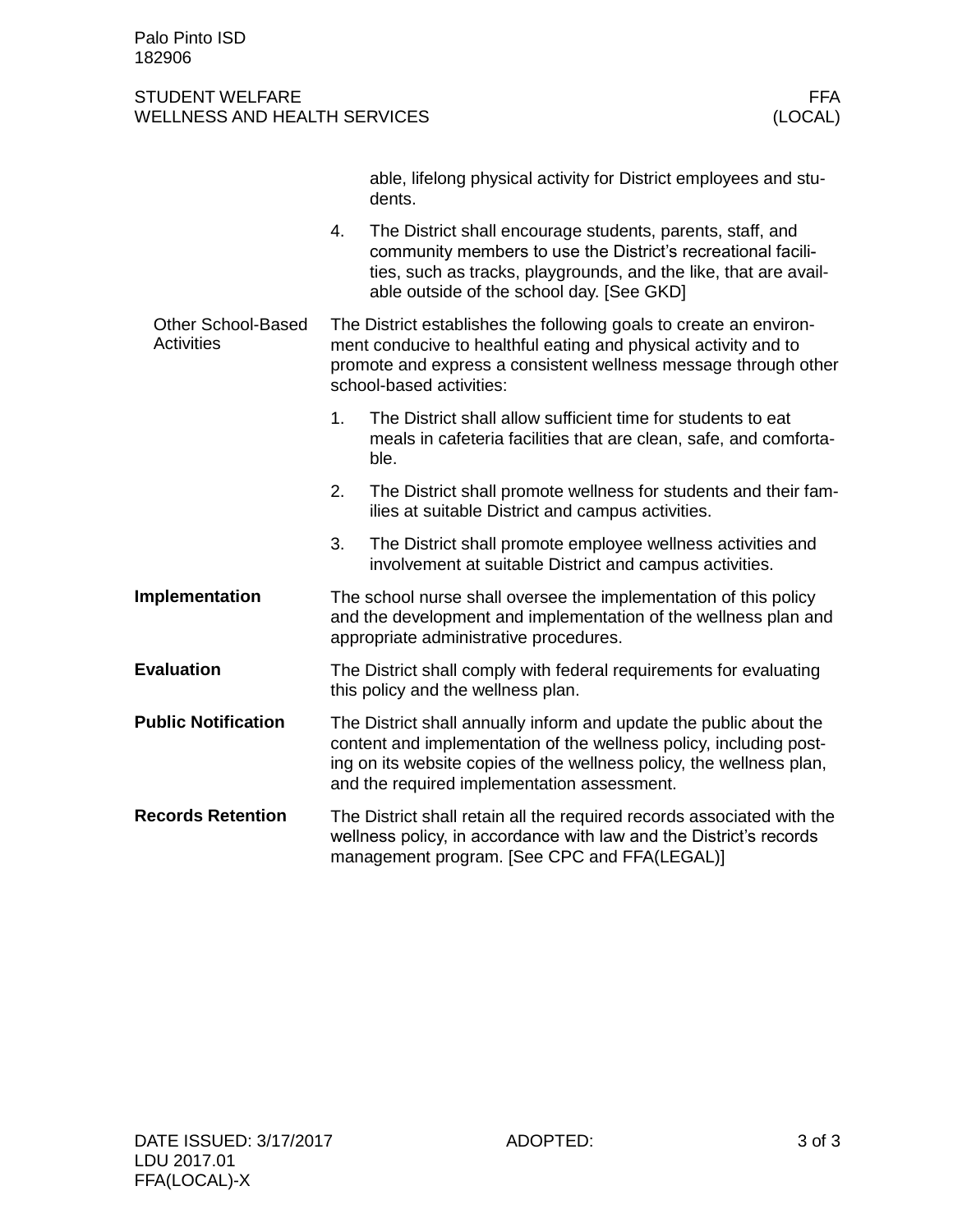able, lifelong physical activity for District employees and students.

4. The District shall encourage students, parents, staff, and community members to use the District's recreational facilities, such as tracks, playgrounds, and the like, that are available outside of the school day. [See GKD]

### Other School-Based Activities

The District establishes the following goals to create an environment conducive to healthful eating and physical activity and to promote and express a consistent wellness message through other school-based activities:

1. The District shall allow sufficient time for students to eat meals in cafeteria facilities that are clean, safe, and comfortable.
2. The District shall promote wellness for students and their families at suitable District and campus activities.
3. The District shall promote employee wellness activities and involvement at suitable District and campus activities.

## Implementation

The school nurse shall oversee the implementation of this policy and the development and implementation of the wellness plan and appropriate administrative procedures.

## Evaluation

The District shall comply with federal requirements for evaluating this policy and the wellness plan.

## Public Notification

The District shall annually inform and update the public about the content and implementation of the wellness policy, including posting on its website copies of the wellness policy, the wellness plan, and the required implementation assessment.

## Records Retention

The District shall retain all the required records associated with the wellness policy, in accordance with law and the District's records management program. [See CPC and FFA(LEGAL)]